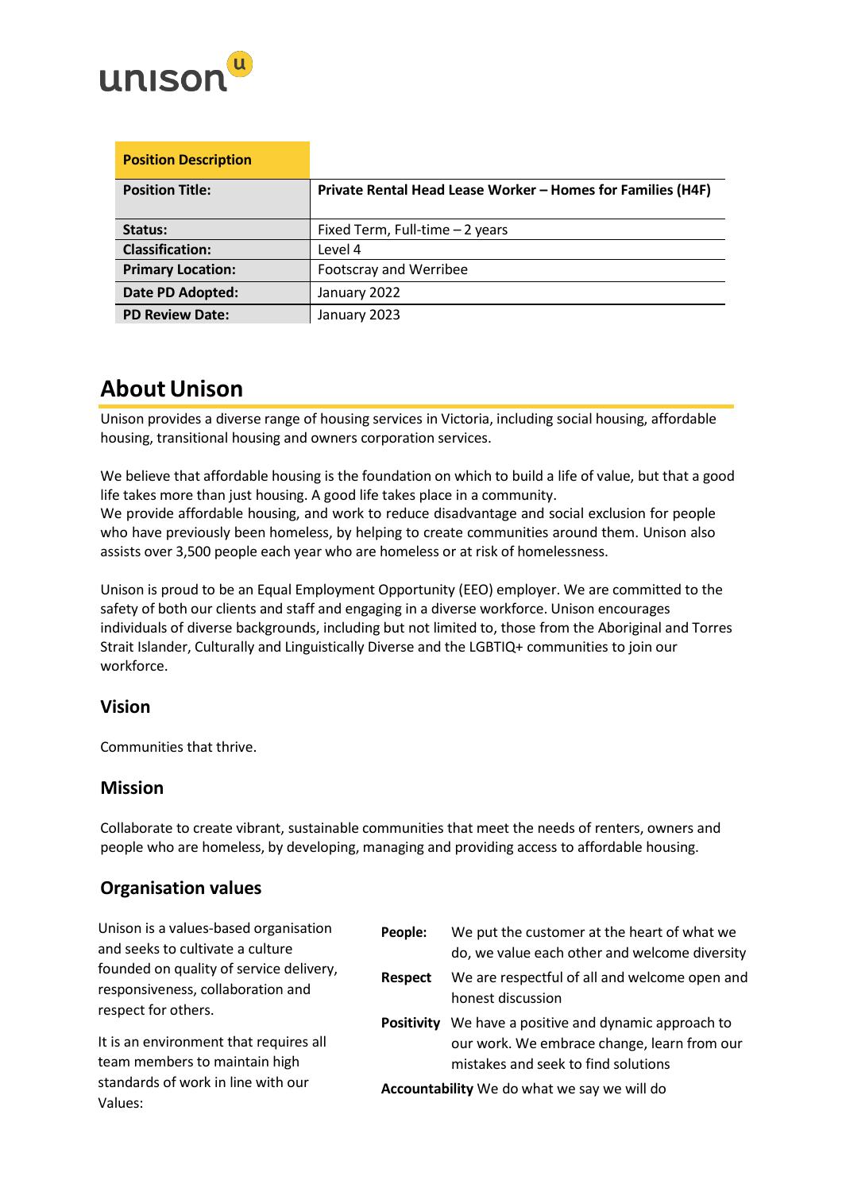unison

| Position Description | |
|---|---|
| **Position Title:** | **Private Rental Head Lease Worker – Homes for Families (H4F)** |
| **Status:** | Fixed Term, Full-time – 2 years |
| **Classification:** | Level 4 |
| **Primary Location:** | Footscray and Werribee |
| **Date PD Adopted:** | January 2022 |
| **PD Review Date:** | January 2023 |

# About Unison

Unison provides a diverse range of housing services in Victoria, including social housing, affordable housing, transitional housing and owners corporation services.

We believe that affordable housing is the foundation on which to build a life of value, but that a good life takes more than just housing. A good life takes place in a community.
We provide affordable housing, and work to reduce disadvantage and social exclusion for people who have previously been homeless, by helping to create communities around them. Unison also assists over 3,500 people each year who are homeless or at risk of homelessness.

Unison is proud to be an Equal Employment Opportunity (EEO) employer. We are committed to the safety of both our clients and staff and engaging in a diverse workforce. Unison encourages individuals of diverse backgrounds, including but not limited to, those from the Aboriginal and Torres Strait Islander, Culturally and Linguistically Diverse and the LGBTIQ+ communities to join our workforce.

## Vision

Communities that thrive.

## Mission

Collaborate to create vibrant, sustainable communities that meet the needs of renters, owners and people who are homeless, by developing, managing and providing access to affordable housing.

## Organisation values

Unison is a values-based organisation and seeks to cultivate a culture founded on quality of service delivery, responsiveness, collaboration and respect for others.

It is an environment that requires all team members to maintain high standards of work in line with our Values:

**People:** We put the customer at the heart of what we do, we value each other and welcome diversity

**Respect** We are respectful of all and welcome open and honest discussion

**Positivity** We have a positive and dynamic approach to our work. We embrace change, learn from our mistakes and seek to find solutions

**Accountability** We do what we say we will do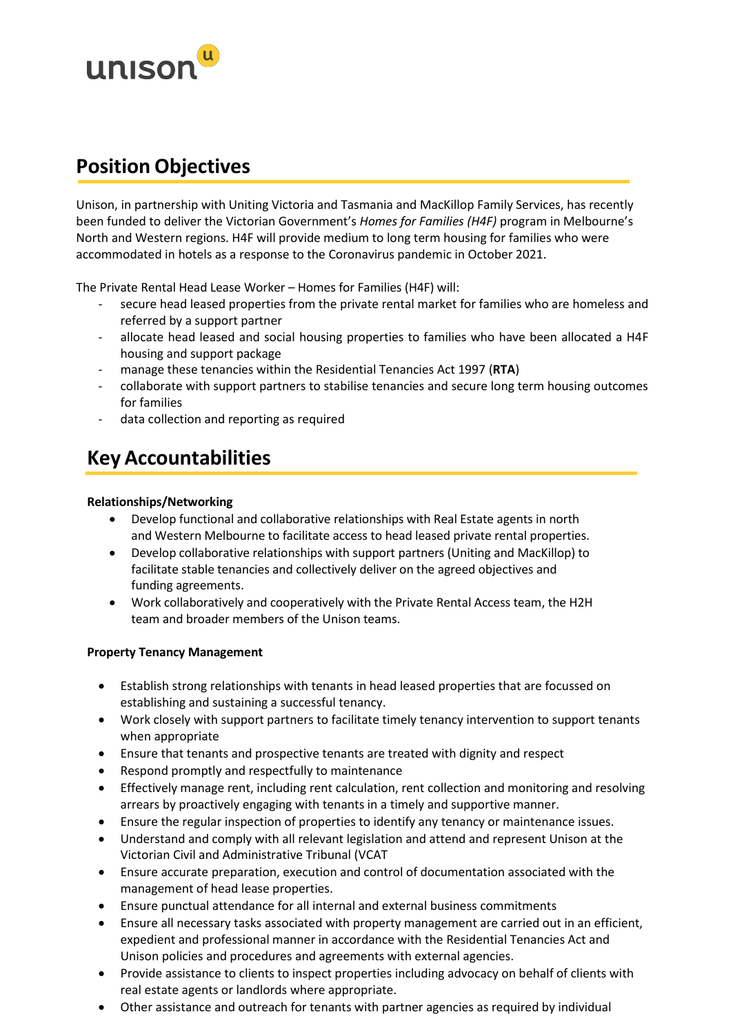## Position Objectives

Unison, in partnership with Uniting Victoria and Tasmania and MacKillop Family Services, has recently been funded to deliver the Victorian Government's *Homes for Families (H4F)* program in Melbourne's North and Western regions. H4F will provide medium to long term housing for families who were accommodated in hotels as a response to the Coronavirus pandemic in October 2021.

The Private Rental Head Lease Worker – Homes for Families (H4F) will:

- secure head leased properties from the private rental market for families who are homeless and referred by a support partner
- allocate head leased and social housing properties to families who have been allocated a H4F housing and support package
- manage these tenancies within the Residential Tenancies Act 1997 (**RTA**)
- collaborate with support partners to stabilise tenancies and secure long term housing outcomes for families
- data collection and reporting as required

## Key Accountabilities

**Relationships/Networking**

- Develop functional and collaborative relationships with Real Estate agents in north and Western Melbourne to facilitate access to head leased private rental properties.
- Develop collaborative relationships with support partners (Uniting and MacKillop) to facilitate stable tenancies and collectively deliver on the agreed objectives and funding agreements.
- Work collaboratively and cooperatively with the Private Rental Access team, the H2H team and broader members of the Unison teams.

**Property Tenancy Management**

- Establish strong relationships with tenants in head leased properties that are focussed on establishing and sustaining a successful tenancy.
- Work closely with support partners to facilitate timely tenancy intervention to support tenants when appropriate
- Ensure that tenants and prospective tenants are treated with dignity and respect
- Respond promptly and respectfully to maintenance
- Effectively manage rent, including rent calculation, rent collection and monitoring and resolving arrears by proactively engaging with tenants in a timely and supportive manner.
- Ensure the regular inspection of properties to identify any tenancy or maintenance issues.
- Understand and comply with all relevant legislation and attend and represent Unison at the Victorian Civil and Administrative Tribunal (VCAT
- Ensure accurate preparation, execution and control of documentation associated with the management of head lease properties.
- Ensure punctual attendance for all internal and external business commitments
- Ensure all necessary tasks associated with property management are carried out in an efficient, expedient and professional manner in accordance with the Residential Tenancies Act and Unison policies and procedures and agreements with external agencies.
- Provide assistance to clients to inspect properties including advocacy on behalf of clients with real estate agents or landlords where appropriate.
- Other assistance and outreach for tenants with partner agencies as required by individual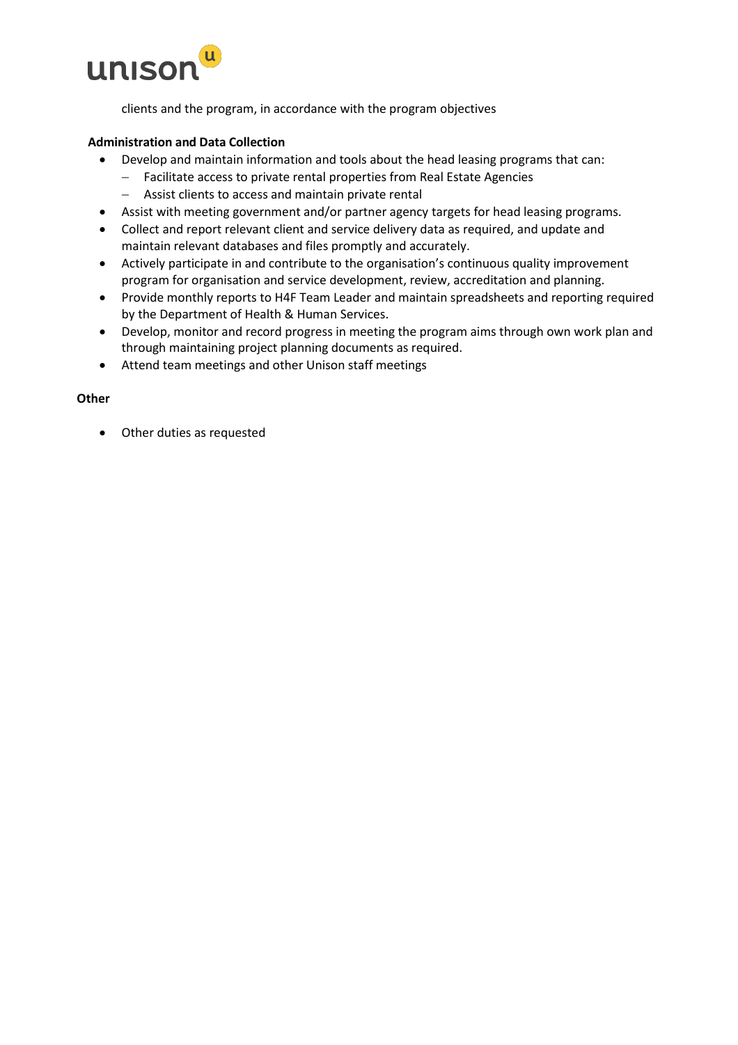clients and the program, in accordance with the program objectives

**Administration and Data Collection**

- Develop and maintain information and tools about the head leasing programs that can:
  - Facilitate access to private rental properties from Real Estate Agencies
  - Assist clients to access and maintain private rental
- Assist with meeting government and/or partner agency targets for head leasing programs.
- Collect and report relevant client and service delivery data as required, and update and maintain relevant databases and files promptly and accurately.
- Actively participate in and contribute to the organisation's continuous quality improvement program for organisation and service development, review, accreditation and planning.
- Provide monthly reports to H4F Team Leader and maintain spreadsheets and reporting required by the Department of Health & Human Services.
- Develop, monitor and record progress in meeting the program aims through own work plan and through maintaining project planning documents as required.
- Attend team meetings and other Unison staff meetings

**Other**

- Other duties as requested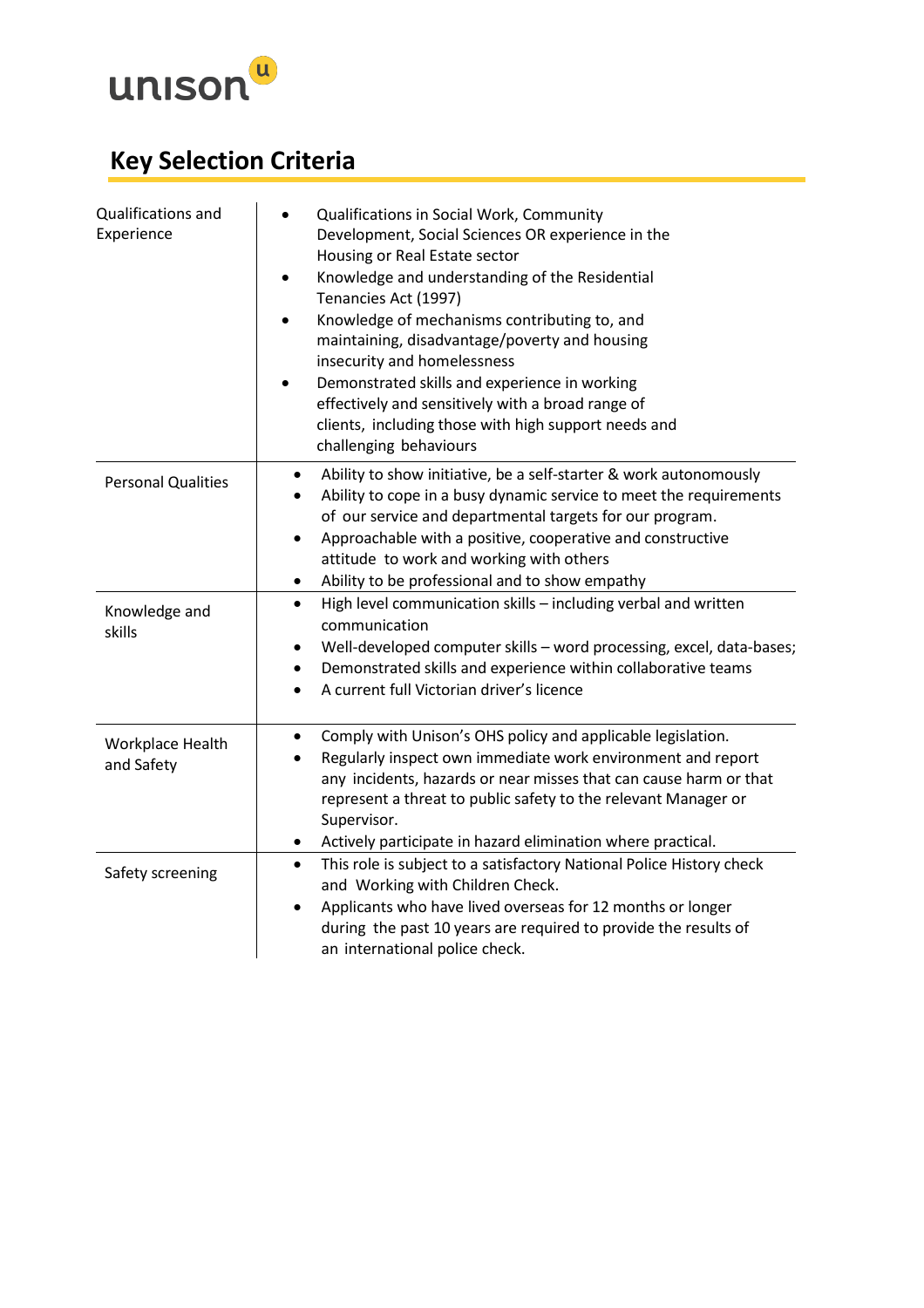unison

## Key Selection Criteria

| | |
|---|---|
| Qualifications and Experience | • Qualifications in Social Work, Community Development, Social Sciences OR experience in the Housing or Real Estate sector<br>• Knowledge and understanding of the Residential Tenancies Act (1997)<br>• Knowledge of mechanisms contributing to, and maintaining, disadvantage/poverty and housing insecurity and homelessness<br>• Demonstrated skills and experience in working effectively and sensitively with a broad range of clients, including those with high support needs and challenging behaviours |
| Personal Qualities | • Ability to show initiative, be a self-starter & work autonomously<br>• Ability to cope in a busy dynamic service to meet the requirements of our service and departmental targets for our program.<br>• Approachable with a positive, cooperative and constructive attitude to work and working with others<br>• Ability to be professional and to show empathy |
| Knowledge and skills | • High level communication skills – including verbal and written communication<br>• Well-developed computer skills – word processing, excel, data-bases;<br>• Demonstrated skills and experience within collaborative teams<br>• A current full Victorian driver's licence |
| Workplace Health and Safety | • Comply with Unison's OHS policy and applicable legislation.<br>• Regularly inspect own immediate work environment and report any incidents, hazards or near misses that can cause harm or that represent a threat to public safety to the relevant Manager or Supervisor.<br>• Actively participate in hazard elimination where practical. |
| Safety screening | • This role is subject to a satisfactory National Police History check and Working with Children Check.<br>• Applicants who have lived overseas for 12 months or longer during the past 10 years are required to provide the results of an international police check. |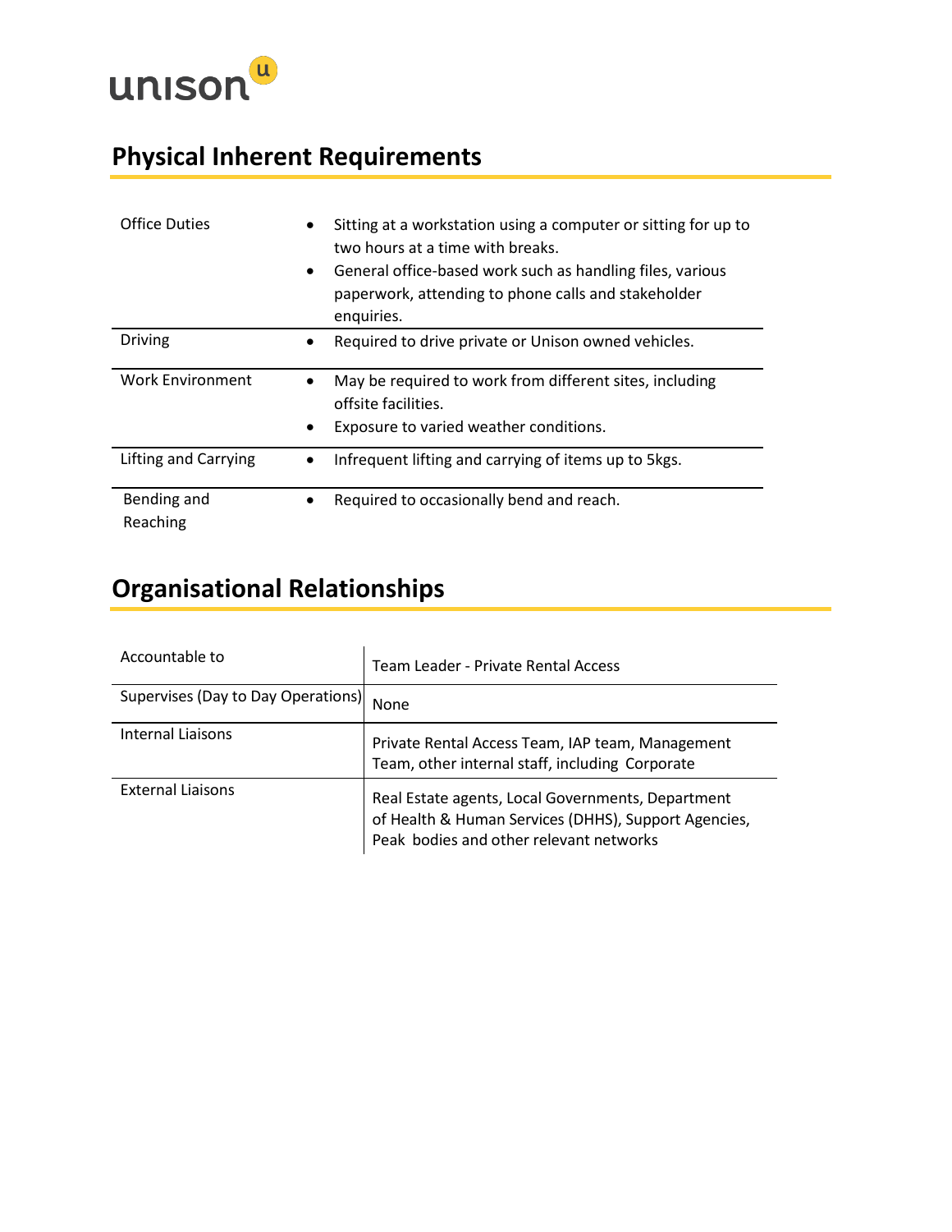## Physical Inherent Requirements

| | |
|---|---|
| Office Duties | • Sitting at a workstation using a computer or sitting for up to two hours at a time with breaks.<br>• General office-based work such as handling files, various paperwork, attending to phone calls and stakeholder enquiries. |
| Driving | • Required to drive private or Unison owned vehicles. |
| Work Environment | • May be required to work from different sites, including offsite facilities.<br>• Exposure to varied weather conditions. |
| Lifting and Carrying | • Infrequent lifting and carrying of items up to 5kgs. |
| Bending and Reaching | • Required to occasionally bend and reach. |

## Organisational Relationships

| | |
|---|---|
| Accountable to | Team Leader - Private Rental Access |
| Supervises (Day to Day Operations) | None |
| Internal Liaisons | Private Rental Access Team, IAP team, Management Team, other internal staff, including Corporate |
| External Liaisons | Real Estate agents, Local Governments, Department of Health & Human Services (DHHS), Support Agencies, Peak bodies and other relevant networks |